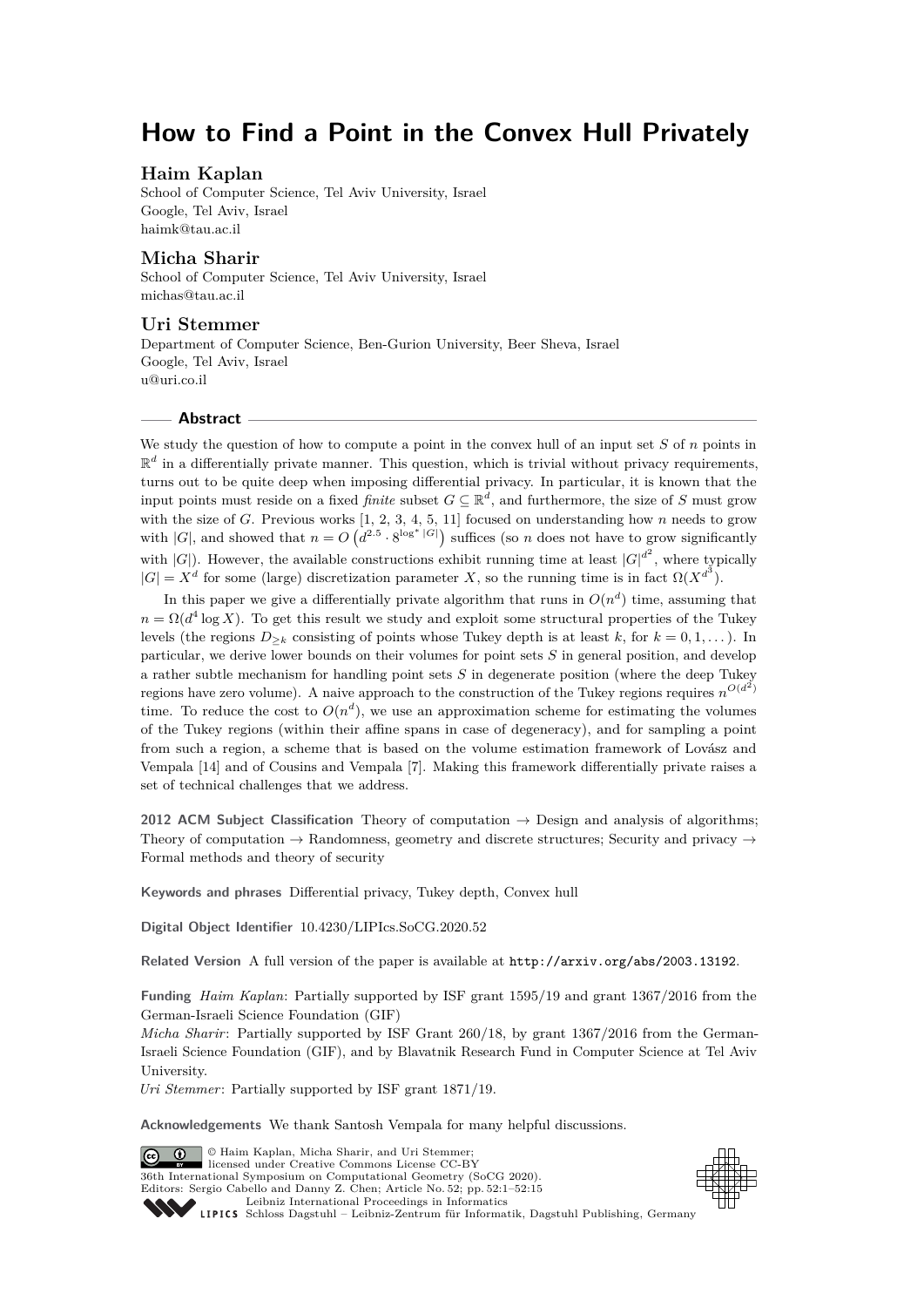# How to Find a Point in the Convex Hull Privately

**Haim Kaplan**
School of Computer Science, Tel Aviv University, Israel
Google, Tel Aviv, Israel
haimk@tau.ac.il

**Micha Sharir**
School of Computer Science, Tel Aviv University, Israel
michas@tau.ac.il

**Uri Stemmer**
Department of Computer Science, Ben-Gurion University, Beer Sheva, Israel
Google, Tel Aviv, Israel
u@uri.co.il

## Abstract

We study the question of how to compute a point in the convex hull of an input set $S$ of $n$ points in $\mathbb{R}^d$ in a differentially private manner. This question, which is trivial without privacy requirements, turns out to be quite deep when imposing differential privacy. In particular, it is known that the input points must reside on a fixed *finite* subset $G \subseteq \mathbb{R}^d$, and furthermore, the size of $S$ must grow with the size of $G$. Previous works [1, 2, 3, 4, 5, 11] focused on understanding how $n$ needs to grow with $|G|$, and showed that $n = O\left(d^{2.5} \cdot 8^{\log^* |G|}\right)$ suffices (so $n$ does not have to grow significantly with $|G|$). However, the available constructions exhibit running time at least $|G|^{d^2}$, where typically $|G| = X^d$ for some (large) discretization parameter $X$, so the running time is in fact $\Omega(X^{d^3})$.

In this paper we give a differentially private algorithm that runs in $O(n^d)$ time, assuming that $n = \Omega(d^4 \log X)$. To get this result we study and exploit some structural properties of the Tukey levels (the regions $D_{\geq k}$ consisting of points whose Tukey depth is at least $k$, for $k = 0, 1, \ldots$). In particular, we derive lower bounds on their volumes for point sets $S$ in general position, and develop a rather subtle mechanism for handling point sets $S$ in degenerate position (where the deep Tukey regions have zero volume). A naive approach to the construction of the Tukey regions requires $n^{O(d^2)}$ time. To reduce the cost to $O(n^d)$, we use an approximation scheme for estimating the volumes of the Tukey regions (within their affine spans in case of degeneracy), and for sampling a point from such a region, a scheme that is based on the volume estimation framework of Lovász and Vempala [14] and of Cousins and Vempala [7]. Making this framework differentially private raises a set of technical challenges that we address.

**2012 ACM Subject Classification** Theory of computation → Design and analysis of algorithms; Theory of computation → Randomness, geometry and discrete structures; Security and privacy → Formal methods and theory of security

**Keywords and phrases** Differential privacy, Tukey depth, Convex hull

**Digital Object Identifier** 10.4230/LIPIcs.SoCG.2020.52

**Related Version** A full version of the paper is available at http://arxiv.org/abs/2003.13192.

**Funding** *Haim Kaplan*: Partially supported by ISF grant 1595/19 and grant 1367/2016 from the German-Israeli Science Foundation (GIF)
*Micha Sharir*: Partially supported by ISF Grant 260/18, by grant 1367/2016 from the German-Israeli Science Foundation (GIF), and by Blavatnik Research Fund in Computer Science at Tel Aviv University.
*Uri Stemmer*: Partially supported by ISF grant 1871/19.

**Acknowledgements** We thank Santosh Vempala for many helpful discussions.

© Haim Kaplan, Micha Sharir, and Uri Stemmer;
licensed under Creative Commons License CC-BY
36th International Symposium on Computational Geometry (SoCG 2020).
Editors: Sergio Cabello and Danny Z. Chen; Article No. 52; pp. 52:1–52:15
Leibniz International Proceedings in Informatics
Schloss Dagstuhl – Leibniz-Zentrum für Informatik, Dagstuhl Publishing, Germany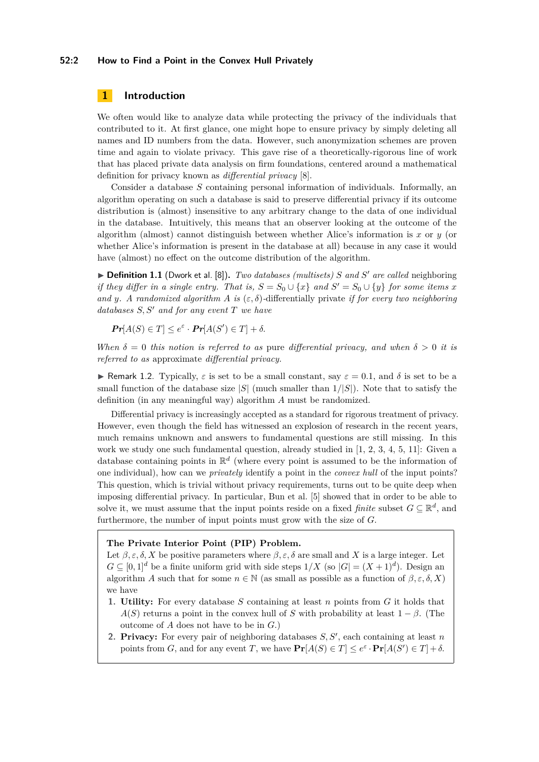## 1 Introduction

We often would like to analyze data while protecting the privacy of the individuals that contributed to it. At first glance, one might hope to ensure privacy by simply deleting all names and ID numbers from the data. However, such anonymization schemes are proven time and again to violate privacy. This gave rise of a theoretically-rigorous line of work that has placed private data analysis on firm foundations, centered around a mathematical definition for privacy known as *differential privacy* [8].

Consider a database $S$ containing personal information of individuals. Informally, an algorithm operating on such a database is said to preserve differential privacy if its outcome distribution is (almost) insensitive to any arbitrary change to the data of one individual in the database. Intuitively, this means that an observer looking at the outcome of the algorithm (almost) cannot distinguish between whether Alice's information is $x$ or $y$ (or whether Alice's information is present in the database at all) because in any case it would have (almost) no effect on the outcome distribution of the algorithm.

▶ **Definition 1.1** (Dwork et al. [8]). *Two databases (multisets) $S$ and $S'$ are called* neighboring *if they differ in a single entry. That is, $S = S_0 \cup \{x\}$ and $S' = S_0 \cup \{y\}$ for some items $x$ and $y$. A randomized algorithm $A$ is $(\varepsilon, \delta)$-differentially private if for every two neighboring databases $S, S'$ and for any event $T$ we have*

$$\boldsymbol{Pr}[A(S) \in T] \leq e^{\varepsilon} \cdot \boldsymbol{Pr}[A(S') \in T] + \delta.$$

*When $\delta = 0$ this notion is referred to as* pure *differential privacy, and when $\delta > 0$ it is referred to as* approximate *differential privacy.*

▶ Remark 1.2. Typically, $\varepsilon$ is set to be a small constant, say $\varepsilon = 0.1$, and $\delta$ is set to be a small function of the database size $|S|$ (much smaller than $1/|S|$). Note that to satisfy the definition (in any meaningful way) algorithm $A$ must be randomized.

Differential privacy is increasingly accepted as a standard for rigorous treatment of privacy. However, even though the field has witnessed an explosion of research in the recent years, much remains unknown and answers to fundamental questions are still missing. In this work we study one such fundamental question, already studied in [1, 2, 3, 4, 5, 11]: Given a database containing points in $\mathbb{R}^d$ (where every point is assumed to be the information of one individual), how can we *privately* identify a point in the *convex hull* of the input points? This question, which is trivial without privacy requirements, turns out to be quite deep when imposing differential privacy. In particular, Bun et al. [5] showed that in order to be able to solve it, we must assume that the input points reside on a fixed *finite* subset $G \subseteq \mathbb{R}^d$, and furthermore, the number of input points must grow with the size of $G$.

**The Private Interior Point (PIP) Problem.**
Let $\beta, \varepsilon, \delta, X$ be positive parameters where $\beta, \varepsilon, \delta$ are small and $X$ is a large integer. Let $G \subseteq [0, 1]^d$ be a finite uniform grid with side steps $1/X$ (so $|G| = (X + 1)^d$). Design an algorithm $A$ such that for some $n \in \mathbb{N}$ (as small as possible as a function of $\beta, \varepsilon, \delta, X$) we have

1. **Utility:** For every database $S$ containing at least $n$ points from $G$ it holds that $A(S)$ returns a point in the convex hull of $S$ with probability at least $1 - \beta$. (The outcome of $A$ does not have to be in $G$.)
2. **Privacy:** For every pair of neighboring databases $S, S'$, each containing at least $n$ points from $G$, and for any event $T$, we have $\mathbf{Pr}[A(S) \in T] \leq e^{\varepsilon} \cdot \mathbf{Pr}[A(S') \in T] + \delta$.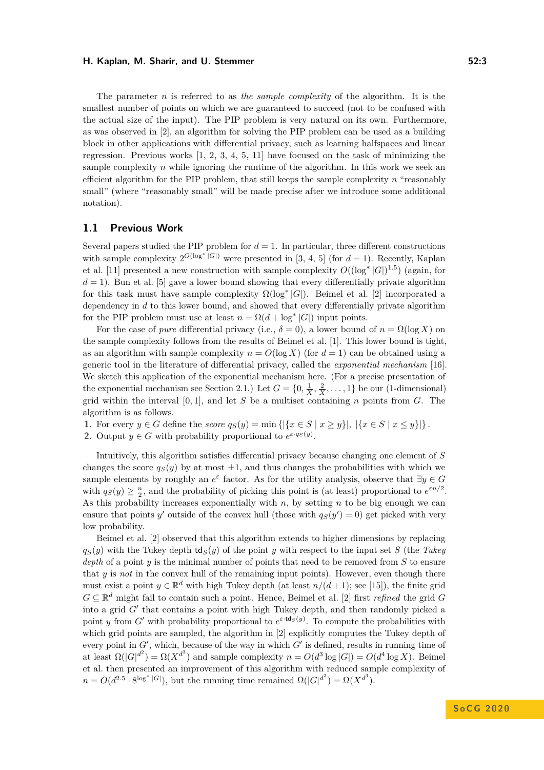The parameter $n$ is referred to as *the sample complexity* of the algorithm. It is the smallest number of points on which we are guaranteed to succeed (not to be confused with the actual size of the input). The PIP problem is very natural on its own. Furthermore, as was observed in [2], an algorithm for solving the PIP problem can be used as a building block in other applications with differential privacy, such as learning halfspaces and linear regression. Previous works [1, 2, 3, 4, 5, 11] have focused on the task of minimizing the sample complexity $n$ while ignoring the runtime of the algorithm. In this work we seek an efficient algorithm for the PIP problem, that still keeps the sample complexity $n$ "reasonably small" (where "reasonably small" will be made precise after we introduce some additional notation).

## 1.1 Previous Work

Several papers studied the PIP problem for $d = 1$. In particular, three different constructions with sample complexity $2^{O(\log^* |G|)}$ were presented in [3, 4, 5] (for $d = 1$). Recently, Kaplan et al. [11] presented a new construction with sample complexity $O((\log^* |G|)^{1.5})$ (again, for $d = 1$). Bun et al. [5] gave a lower bound showing that every differentially private algorithm for this task must have sample complexity $\Omega(\log^* |G|)$. Beimel et al. [2] incorporated a dependency in $d$ to this lower bound, and showed that every differentially private algorithm for the PIP problem must use at least $n = \Omega(d + \log^* |G|)$ input points.

For the case of *pure* differential privacy (i.e., $\delta = 0$), a lower bound of $n = \Omega(\log X)$ on the sample complexity follows from the results of Beimel et al. [1]. This lower bound is tight, as an algorithm with sample complexity $n = O(\log X)$ (for $d = 1$) can be obtained using a generic tool in the literature of differential privacy, called the *exponential mechanism* [16]. We sketch this application of the exponential mechanism here. (For a precise presentation of the exponential mechanism see Section 2.1.) Let $G = \{0, \frac{1}{X}, \frac{2}{X}, \ldots, 1\}$ be our (1-dimensional) grid within the interval $[0, 1]$, and let $S$ be a multiset containing $n$ points from $G$. The algorithm is as follows.

1. For every $y \in G$ define the *score* $q_S(y) = \min\{|\{x \in S \mid x \geq y\}|,\ |\{x \in S \mid x \leq y\}|\}$.
2. Output $y \in G$ with probability proportional to $e^{\varepsilon \cdot q_S(y)}$.

Intuitively, this algorithm satisfies differential privacy because changing one element of $S$ changes the score $q_S(y)$ by at most $\pm 1$, and thus changes the probabilities with which we sample elements by roughly an $e^{\varepsilon}$ factor. As for the utility analysis, observe that $\exists y \in G$ with $q_S(y) \geq \frac{n}{2}$, and the probability of picking this point is (at least) proportional to $e^{\varepsilon n/2}$. As this probability increases exponentially with $n$, by setting $n$ to be big enough we can ensure that points $y'$ outside of the convex hull (those with $q_S(y') = 0$) get picked with very low probability.

Beimel et al. [2] observed that this algorithm extends to higher dimensions by replacing $q_S(y)$ with the Tukey depth $\mathsf{td}_S(y)$ of the point $y$ with respect to the input set $S$ (the *Tukey depth* of a point $y$ is the minimal number of points that need to be removed from $S$ to ensure that $y$ is *not* in the convex hull of the remaining input points). However, even though there must exist a point $y \in \mathbb{R}^d$ with high Tukey depth (at least $n/(d+1)$; see [15]), the finite grid $G \subseteq \mathbb{R}^d$ might fail to contain such a point. Hence, Beimel et al. [2] first *refined* the grid $G$ into a grid $G'$ that contains a point with high Tukey depth, and then randomly picked a point $y$ from $G'$ with probability proportional to $e^{\varepsilon \cdot \mathsf{td}_S(y)}$. To compute the probabilities with which grid points are sampled, the algorithm in [2] explicitly computes the Tukey depth of every point in $G'$, which, because of the way in which $G'$ is defined, results in running time of at least $\Omega(|G|^{d^2}) = \Omega(X^{d^3})$ and sample complexity $n = O(d^3 \log |G|) = O(d^4 \log X)$. Beimel et al. then presented an improvement of this algorithm with reduced sample complexity of $n = O(d^{2.5} \cdot 8^{\log^* |G|})$, but the running time remained $\Omega(|G|^{d^2}) = \Omega(X^{d^3})$.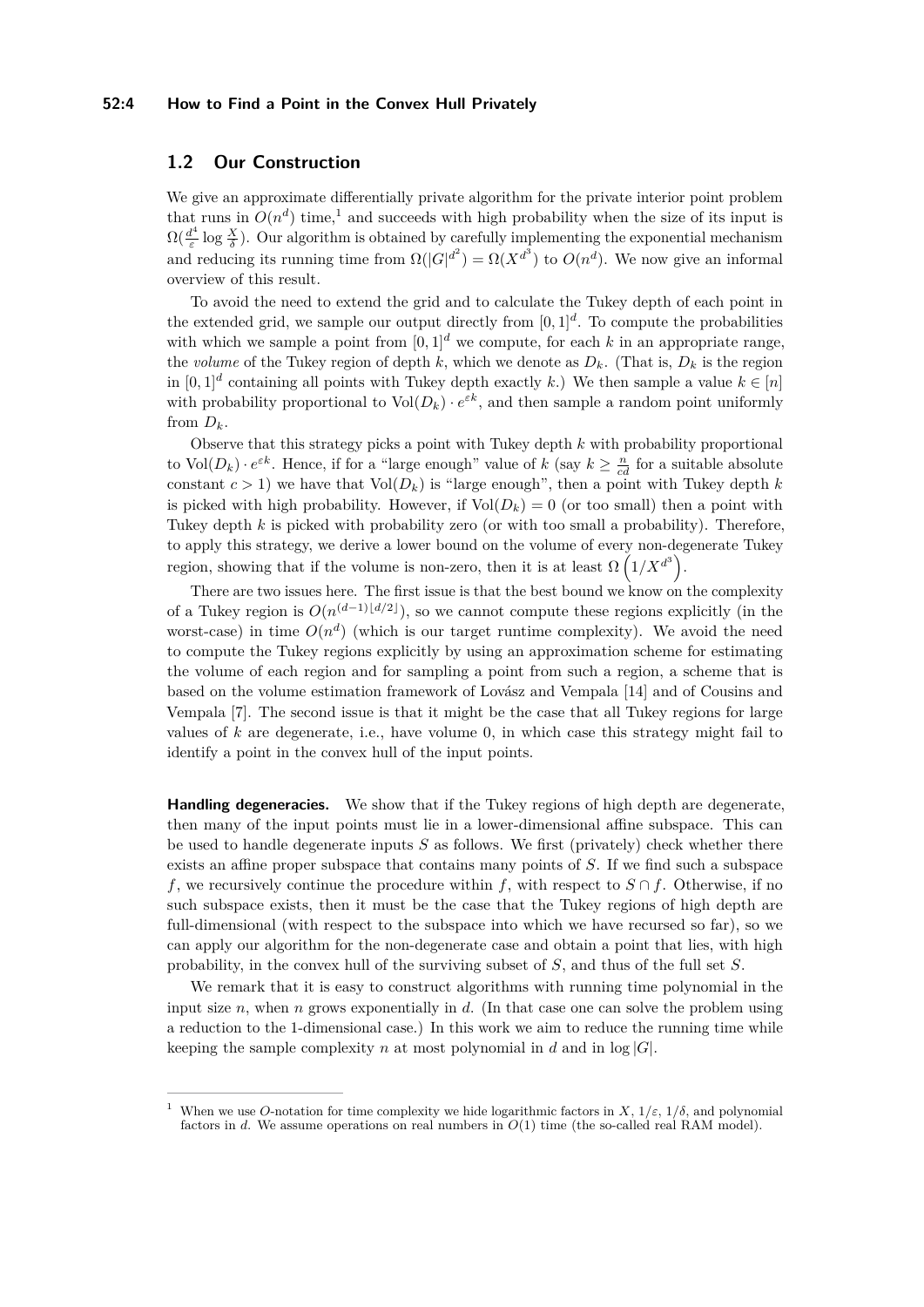## 1.2 Our Construction

We give an approximate differentially private algorithm for the private interior point problem that runs in $O(n^d)$ time,[1] and succeeds with high probability when the size of its input is $\Omega(\frac{d^4}{\varepsilon}\log\frac{X}{\delta})$. Our algorithm is obtained by carefully implementing the exponential mechanism and reducing its running time from $\Omega(|G|^{d^2}) = \Omega(X^{d^3})$ to $O(n^d)$. We now give an informal overview of this result.

To avoid the need to extend the grid and to calculate the Tukey depth of each point in the extended grid, we sample our output directly from $[0,1]^d$. To compute the probabilities with which we sample a point from $[0,1]^d$ we compute, for each $k$ in an appropriate range, the *volume* of the Tukey region of depth $k$, which we denote as $D_k$. (That is, $D_k$ is the region in $[0,1]^d$ containing all points with Tukey depth exactly $k$.) We then sample a value $k \in [n]$ with probability proportional to $\mathrm{Vol}(D_k) \cdot e^{\varepsilon k}$, and then sample a random point uniformly from $D_k$.

Observe that this strategy picks a point with Tukey depth $k$ with probability proportional to $\mathrm{Vol}(D_k) \cdot e^{\varepsilon k}$. Hence, if for a "large enough" value of $k$ (say $k \geq \frac{n}{cd}$ for a suitable absolute constant $c > 1$) we have that $\mathrm{Vol}(D_k)$ is "large enough", then a point with Tukey depth $k$ is picked with high probability. However, if $\mathrm{Vol}(D_k) = 0$ (or too small) then a point with Tukey depth $k$ is picked with probability zero (or with too small a probability). Therefore, to apply this strategy, we derive a lower bound on the volume of every non-degenerate Tukey region, showing that if the volume is non-zero, then it is at least $\Omega\left(1/X^{d^3}\right)$.

There are two issues here. The first issue is that the best bound we know on the complexity of a Tukey region is $O(n^{(d-1)\lfloor d/2 \rfloor})$, so we cannot compute these regions explicitly (in the worst-case) in time $O(n^d)$ (which is our target runtime complexity). We avoid the need to compute the Tukey regions explicitly by using an approximation scheme for estimating the volume of each region and for sampling a point from such a region, a scheme that is based on the volume estimation framework of Lovász and Vempala [14] and of Cousins and Vempala [7]. The second issue is that it might be the case that all Tukey regions for large values of $k$ are degenerate, i.e., have volume 0, in which case this strategy might fail to identify a point in the convex hull of the input points.

**Handling degeneracies.** We show that if the Tukey regions of high depth are degenerate, then many of the input points must lie in a lower-dimensional affine subspace. This can be used to handle degenerate inputs $S$ as follows. We first (privately) check whether there exists an affine proper subspace that contains many points of $S$. If we find such a subspace $f$, we recursively continue the procedure within $f$, with respect to $S \cap f$. Otherwise, if no such subspace exists, then it must be the case that the Tukey regions of high depth are full-dimensional (with respect to the subspace into which we have recursed so far), so we can apply our algorithm for the non-degenerate case and obtain a point that lies, with high probability, in the convex hull of the surviving subset of $S$, and thus of the full set $S$.

We remark that it is easy to construct algorithms with running time polynomial in the input size $n$, when $n$ grows exponentially in $d$. (In that case one can solve the problem using a reduction to the 1-dimensional case.) In this work we aim to reduce the running time while keeping the sample complexity $n$ at most polynomial in $d$ and in $\log |G|$.

[1] When we use $O$-notation for time complexity we hide logarithmic factors in $X$, $1/\varepsilon$, $1/\delta$, and polynomial factors in $d$. We assume operations on real numbers in $O(1)$ time (the so-called real RAM model).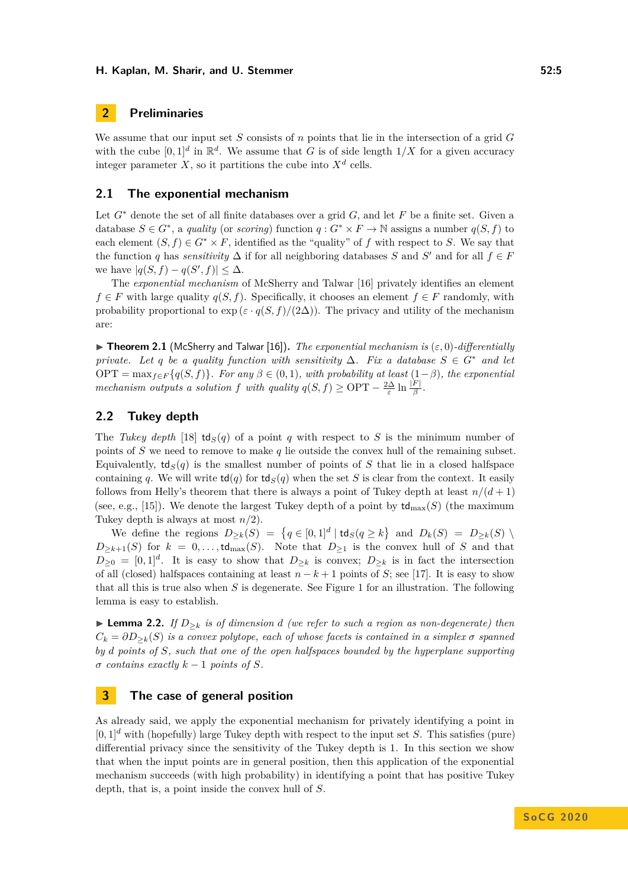## 2 Preliminaries

We assume that our input set $S$ consists of $n$ points that lie in the intersection of a grid $G$ with the cube $[0,1]^d$ in $\mathbb{R}^d$. We assume that $G$ is of side length $1/X$ for a given accuracy integer parameter $X$, so it partitions the cube into $X^d$ cells.

### 2.1 The exponential mechanism

Let $G^*$ denote the set of all finite databases over a grid $G$, and let $F$ be a finite set. Given a database $S \in G^*$, a *quality* (or *scoring*) function $q : G^* \times F \to \mathbb{N}$ assigns a number $q(S,f)$ to each element $(S,f) \in G^* \times F$, identified as the "quality" of $f$ with respect to $S$. We say that the function $q$ has *sensitivity* $\Delta$ if for all neighboring databases $S$ and $S'$ and for all $f \in F$ we have $|q(S,f) - q(S',f)| \leq \Delta$.

The *exponential mechanism* of McSherry and Talwar [16] privately identifies an element $f \in F$ with large quality $q(S,f)$. Specifically, it chooses an element $f \in F$ randomly, with probability proportional to $\exp(\varepsilon \cdot q(S,f)/(2\Delta))$. The privacy and utility of the mechanism are:

▶ **Theorem 2.1** (McSherry and Talwar [16]). *The exponential mechanism is $(\varepsilon, 0)$-differentially private. Let $q$ be a quality function with sensitivity $\Delta$. Fix a database $S \in G^*$ and let $\mathrm{OPT} = \max_{f \in F}\{q(S,f)\}$. For any $\beta \in (0,1)$, with probability at least $(1-\beta)$, the exponential mechanism outputs a solution $f$ with quality $q(S,f) \geq \mathrm{OPT} - \frac{2\Delta}{\varepsilon}\ln\frac{|F|}{\beta}$.*

### 2.2 Tukey depth

The *Tukey depth* [18] $\mathsf{td}_S(q)$ of a point $q$ with respect to $S$ is the minimum number of points of $S$ we need to remove to make $q$ lie outside the convex hull of the remaining subset. Equivalently, $\mathsf{td}_S(q)$ is the smallest number of points of $S$ that lie in a closed halfspace containing $q$. We will write $\mathsf{td}(q)$ for $\mathsf{td}_S(q)$ when the set $S$ is clear from the context. It easily follows from Helly's theorem that there is always a point of Tukey depth at least $n/(d+1)$ (see, e.g., [15]). We denote the largest Tukey depth of a point by $\mathsf{td}_{\max}(S)$ (the maximum Tukey depth is always at most $n/2$).

We define the regions $D_{\geq k}(S) = \left\{q \in [0,1]^d \mid \mathsf{td}_S(q \geq k\right\}$ and $D_k(S) = D_{\geq k}(S) \setminus D_{\geq k+1}(S)$ for $k = 0, \ldots, \mathsf{td}_{\max}(S)$. Note that $D_{\geq 1}$ is the convex hull of $S$ and that $D_{\geq 0} = [0,1]^d$. It is easy to show that $D_{\geq k}$ is convex; $D_{\geq k}$ is in fact the intersection of all (closed) halfspaces containing at least $n-k+1$ points of $S$; see [17]. It is easy to show that all this is true also when $S$ is degenerate. See Figure 1 for an illustration. The following lemma is easy to establish.

▶ **Lemma 2.2.** *If $D_{\geq k}$ is of dimension $d$ (we refer to such a region as non-degenerate) then $C_k = \partial D_{\geq k}(S)$ is a convex polytope, each of whose facets is contained in a simplex $\sigma$ spanned by $d$ points of $S$, such that one of the open halfspaces bounded by the hyperplane supporting $\sigma$ contains exactly $k-1$ points of $S$.*

## 3 The case of general position

As already said, we apply the exponential mechanism for privately identifying a point in $[0,1]^d$ with (hopefully) large Tukey depth with respect to the input set $S$. This satisfies (pure) differential privacy since the sensitivity of the Tukey depth is 1. In this section we show that when the input points are in general position, then this application of the exponential mechanism succeeds (with high probability) in identifying a point that has positive Tukey depth, that is, a point inside the convex hull of $S$.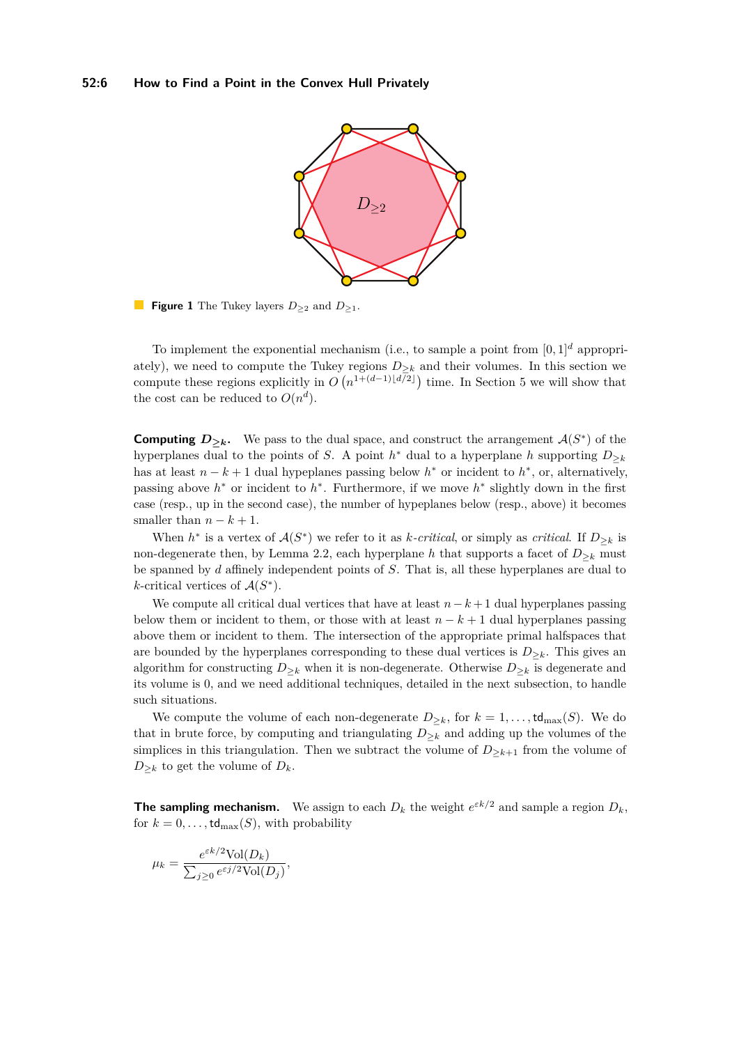**Figure 1** The Tukey layers $D_{\geq 2}$ and $D_{\geq 1}$.

To implement the exponential mechanism (i.e., to sample a point from $[0,1]^d$ appropriately), we need to compute the Tukey regions $D_{\geq k}$ and their volumes. In this section we compute these regions explicitly in $O\left(n^{1+(d-1)\lfloor d/2 \rfloor}\right)$ time. In Section 5 we will show that the cost can be reduced to $O(n^d)$.

**Computing $D_{\geq k}$.** We pass to the dual space, and construct the arrangement $\mathcal{A}(S^*)$ of the hyperplanes dual to the points of $S$. A point $h^*$ dual to a hyperplane $h$ supporting $D_{\geq k}$ has at least $n-k+1$ dual hypeplanes passing below $h^*$ or incident to $h^*$, or, alternatively, passing above $h^*$ or incident to $h^*$. Furthermore, if we move $h^*$ slightly down in the first case (resp., up in the second case), the number of hypeplanes below (resp., above) it becomes smaller than $n-k+1$.

When $h^*$ is a vertex of $\mathcal{A}(S^*)$ we refer to it as *$k$-critical*, or simply as *critical*. If $D_{\geq k}$ is non-degenerate then, by Lemma 2.2, each hyperplane $h$ that supports a facet of $D_{\geq k}$ must be spanned by $d$ affinely independent points of $S$. That is, all these hyperplanes are dual to $k$-critical vertices of $\mathcal{A}(S^*)$.

We compute all critical dual vertices that have at least $n-k+1$ dual hyperplanes passing below them or incident to them, or those with at least $n-k+1$ dual hyperplanes passing above them or incident to them. The intersection of the appropriate primal halfspaces that are bounded by the hyperplanes corresponding to these dual vertices is $D_{\geq k}$. This gives an algorithm for constructing $D_{\geq k}$ when it is non-degenerate. Otherwise $D_{\geq k}$ is degenerate and its volume is 0, and we need additional techniques, detailed in the next subsection, to handle such situations.

We compute the volume of each non-degenerate $D_{\geq k}$, for $k = 1, \ldots, \mathsf{td}_{\max}(S)$. We do that in brute force, by computing and triangulating $D_{\geq k}$ and adding up the volumes of the simplices in this triangulation. Then we subtract the volume of $D_{\geq k+1}$ from the volume of $D_{\geq k}$ to get the volume of $D_k$.

**The sampling mechanism.** We assign to each $D_k$ the weight $e^{\varepsilon k/2}$ and sample a region $D_k$, for $k = 0, \ldots, \mathsf{td}_{\max}(S)$, with probability

$$\mu_k = \frac{e^{\varepsilon k/2}\mathrm{Vol}(D_k)}{\sum_{j\geq 0} e^{\varepsilon j/2}\mathrm{Vol}(D_j)},$$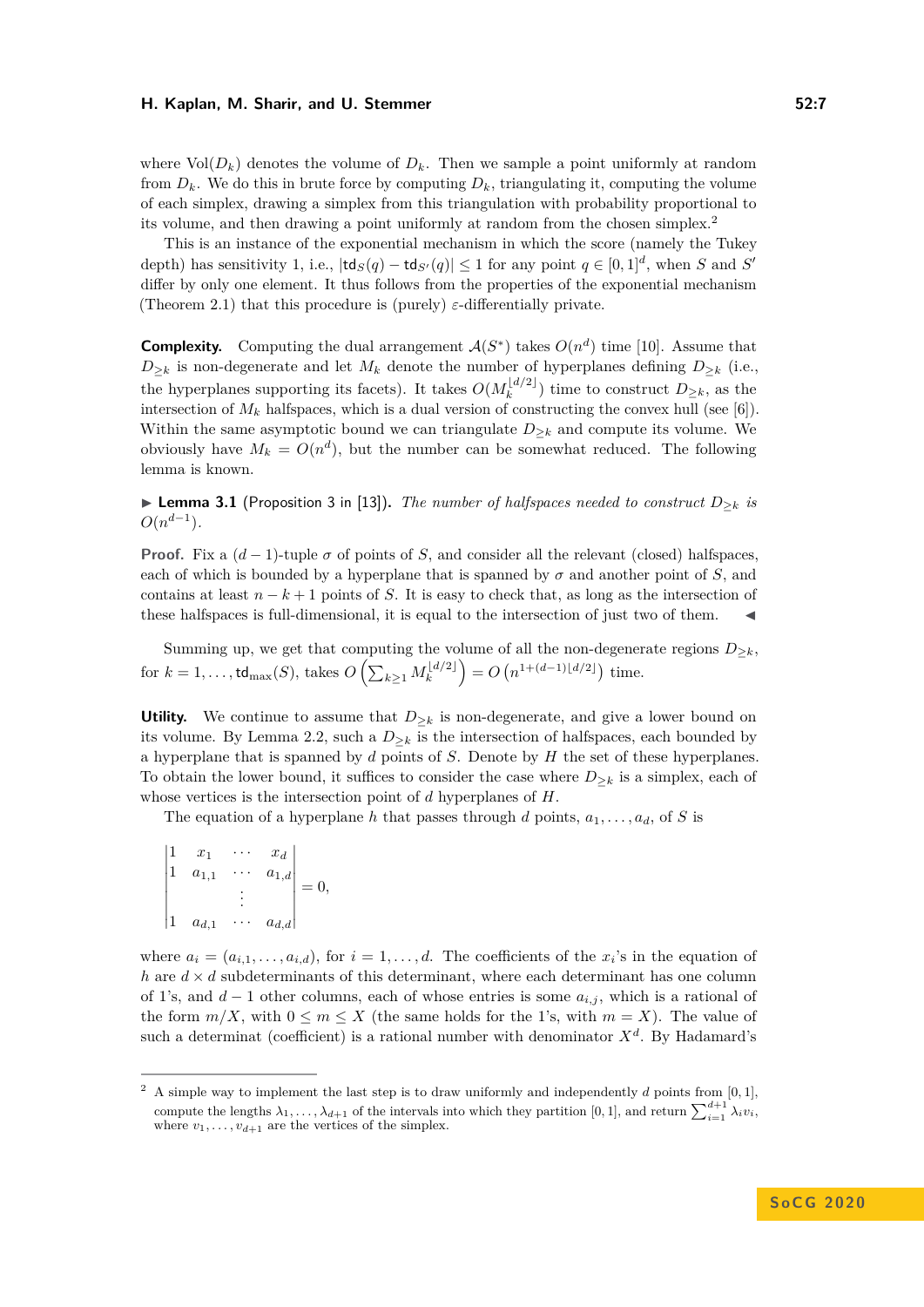where $\text{Vol}(D_k)$ denotes the volume of $D_k$. Then we sample a point uniformly at random from $D_k$. We do this in brute force by computing $D_k$, triangulating it, computing the volume of each simplex, drawing a simplex from this triangulation with probability proportional to its volume, and then drawing a point uniformly at random from the chosen simplex.[2]

This is an instance of the exponential mechanism in which the score (namely the Tukey depth) has sensitivity 1, i.e., $|\mathsf{td}_S(q) - \mathsf{td}_{S'}(q)| \le 1$ for any point $q \in [0,1]^d$, when $S$ and $S'$ differ by only one element. It thus follows from the properties of the exponential mechanism (Theorem 2.1) that this procedure is (purely) $\varepsilon$-differentially private.

**Complexity.** Computing the dual arrangement $\mathcal{A}(S^*)$ takes $O(n^d)$ time [10]. Assume that $D_{\ge k}$ is non-degenerate and let $M_k$ denote the number of hyperplanes defining $D_{\ge k}$ (i.e., the hyperplanes supporting its facets). It takes $O(M_k^{\lfloor d/2 \rfloor})$ time to construct $D_{\ge k}$, as the intersection of $M_k$ halfspaces, which is a dual version of constructing the convex hull (see [6]). Within the same asymptotic bound we can triangulate $D_{\ge k}$ and compute its volume. We obviously have $M_k = O(n^d)$, but the number can be somewhat reduced. The following lemma is known.

▶ **Lemma 3.1** (Proposition 3 in [13]). *The number of halfspaces needed to construct $D_{\ge k}$ is $O(n^{d-1})$.*

**Proof.** Fix a $(d-1)$-tuple $\sigma$ of points of $S$, and consider all the relevant (closed) halfspaces, each of which is bounded by a hyperplane that is spanned by $\sigma$ and another point of $S$, and contains at least $n-k+1$ points of $S$. It is easy to check that, as long as the intersection of these halfspaces is full-dimensional, it is equal to the intersection of just two of them. ◀

Summing up, we get that computing the volume of all the non-degenerate regions $D_{\ge k}$, for $k = 1, \ldots, \mathsf{td}_{\max}(S)$, takes $O\left(\sum_{k \ge 1} M_k^{\lfloor d/2 \rfloor}\right) = O\left(n^{1+(d-1)\lfloor d/2 \rfloor}\right)$ time.

**Utility.** We continue to assume that $D_{\ge k}$ is non-degenerate, and give a lower bound on its volume. By Lemma 2.2, such a $D_{\ge k}$ is the intersection of halfspaces, each bounded by a hyperplane that is spanned by $d$ points of $S$. Denote by $H$ the set of these hyperplanes. To obtain the lower bound, it suffices to consider the case where $D_{\ge k}$ is a simplex, each of whose vertices is the intersection point of $d$ hyperplanes of $H$.

The equation of a hyperplane $h$ that passes through $d$ points, $a_1, \ldots, a_d$, of $S$ is

$$\begin{vmatrix} 1 & x_1 & \cdots & x_d \\ 1 & a_{1,1} & \cdots & a_{1,d} \\ & & \vdots & \\ 1 & a_{d,1} & \cdots & a_{d,d} \end{vmatrix} = 0,$$

where $a_i = (a_{i,1}, \ldots, a_{i,d})$, for $i = 1, \ldots, d$. The coefficients of the $x_i$'s in the equation of $h$ are $d \times d$ subdeterminants of this determinant, where each determinant has one column of 1's, and $d-1$ other columns, each of whose entries is some $a_{i,j}$, which is a rational of the form $m/X$, with $0 \le m \le X$ (the same holds for the 1's, with $m = X$). The value of such a determinat (coefficient) is a rational number with denominator $X^d$. By Hadamard's

[2] A simple way to implement the last step is to draw uniformly and independently $d$ points from $[0,1]$, compute the lengths $\lambda_1, \ldots, \lambda_{d+1}$ of the intervals into which they partition $[0,1]$, and return $\sum_{i=1}^{d+1} \lambda_i v_i$, where $v_1, \ldots, v_{d+1}$ are the vertices of the simplex.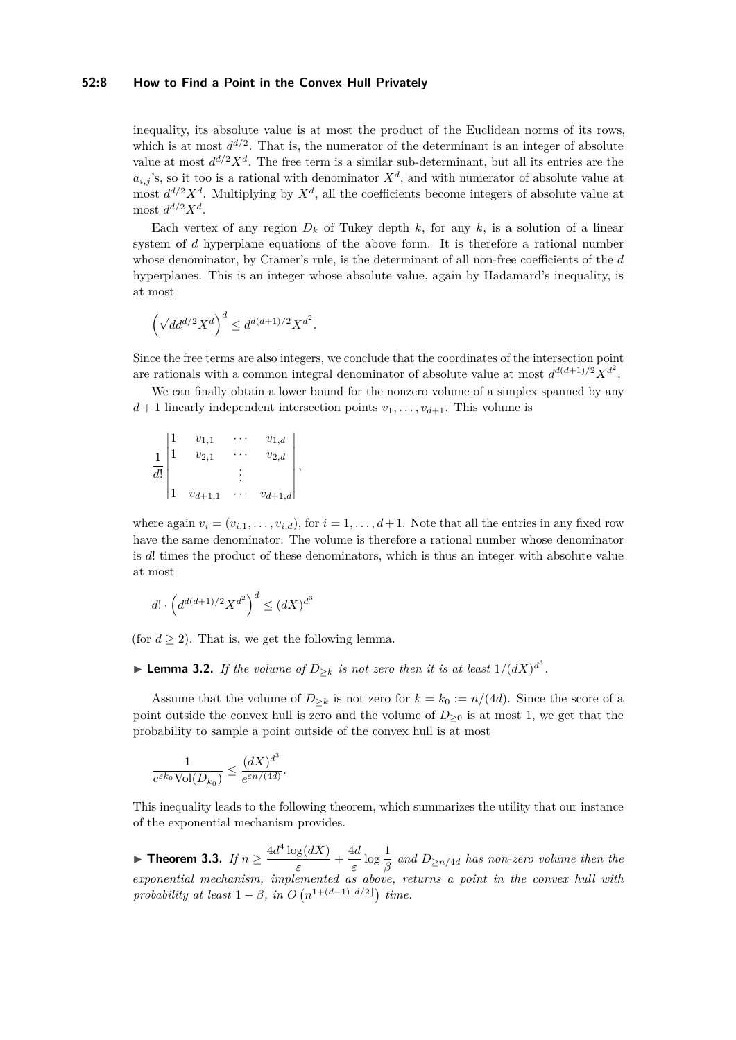inequality, its absolute value is at most the product of the Euclidean norms of its rows, which is at most $d^{d/2}$. That is, the numerator of the determinant is an integer of absolute value at most $d^{d/2}X^d$. The free term is a similar sub-determinant, but all its entries are the $a_{i,j}$'s, so it too is a rational with denominator $X^d$, and with numerator of absolute value at most $d^{d/2}X^d$. Multiplying by $X^d$, all the coefficients become integers of absolute value at most $d^{d/2}X^d$.

Each vertex of any region $D_k$ of Tukey depth $k$, for any $k$, is a solution of a linear system of $d$ hyperplane equations of the above form. It is therefore a rational number whose denominator, by Cramer's rule, is the determinant of all non-free coefficients of the $d$ hyperplanes. This is an integer whose absolute value, again by Hadamard's inequality, is at most

$$\left(\sqrt{d}d^{d/2}X^d\right)^d \leq d^{d(d+1)/2}X^{d^2}.$$

Since the free terms are also integers, we conclude that the coordinates of the intersection point are rationals with a common integral denominator of absolute value at most $d^{d(d+1)/2}X^{d^2}$.

We can finally obtain a lower bound for the nonzero volume of a simplex spanned by any $d+1$ linearly independent intersection points $v_1, \ldots, v_{d+1}$. This volume is

$$\frac{1}{d!}\begin{vmatrix} 1 & v_{1,1} & \cdots & v_{1,d} \\ 1 & v_{2,1} & \cdots & v_{2,d} \\ & & \vdots & \\ 1 & v_{d+1,1} & \cdots & v_{d+1,d} \end{vmatrix},$$

where again $v_i = (v_{i,1}, \ldots, v_{i,d})$, for $i = 1, \ldots, d+1$. Note that all the entries in any fixed row have the same denominator. The volume is therefore a rational number whose denominator is $d!$ times the product of these denominators, which is thus an integer with absolute value at most

$$d! \cdot \left(d^{d(d+1)/2}X^{d^2}\right)^d \leq (dX)^{d^3}$$

(for $d \geq 2$). That is, we get the following lemma.

▶ **Lemma 3.2.** *If the volume of $D_{\geq k}$ is not zero then it is at least $1/(dX)^{d^3}$.*

Assume that the volume of $D_{\geq k}$ is not zero for $k = k_0 := n/(4d)$. Since the score of a point outside the convex hull is zero and the volume of $D_{\geq 0}$ is at most 1, we get that the probability to sample a point outside of the convex hull is at most

$$\frac{1}{e^{\varepsilon k_0}\mathrm{Vol}(D_{k_0})} \leq \frac{(dX)^{d^3}}{e^{\varepsilon n/(4d)}}.$$

This inequality leads to the following theorem, which summarizes the utility that our instance of the exponential mechanism provides.

▶ **Theorem 3.3.** *If $n \geq \dfrac{4d^4 \log(dX)}{\varepsilon} + \dfrac{4d}{\varepsilon}\log\dfrac{1}{\beta}$ and $D_{\geq n/4d}$ has non-zero volume then the exponential mechanism, implemented as above, returns a point in the convex hull with probability at least $1-\beta$, in $O\left(n^{1+(d-1)\lfloor d/2 \rfloor}\right)$ time.*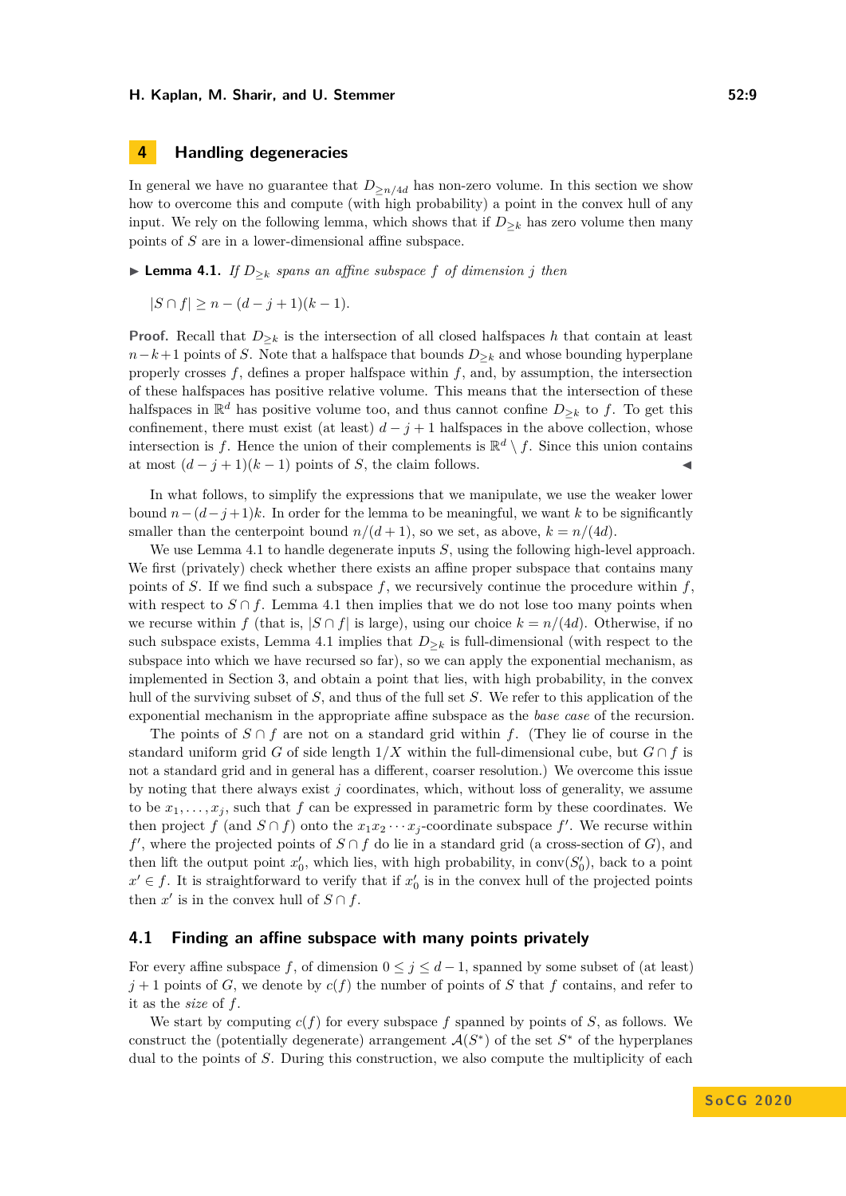## 4 Handling degeneracies

In general we have no guarantee that $D_{\geq n/4d}$ has non-zero volume. In this section we show how to overcome this and compute (with high probability) a point in the convex hull of any input. We rely on the following lemma, which shows that if $D_{\geq k}$ has zero volume then many points of $S$ are in a lower-dimensional affine subspace.

▶ **Lemma 4.1.** *If $D_{\geq k}$ spans an affine subspace $f$ of dimension $j$ then*

$$|S \cap f| \geq n - (d - j + 1)(k - 1).$$

**Proof.** Recall that $D_{\geq k}$ is the intersection of all closed halfspaces $h$ that contain at least $n-k+1$ points of $S$. Note that a halfspace that bounds $D_{\geq k}$ and whose bounding hyperplane properly crosses $f$, defines a proper halfspace within $f$, and, by assumption, the intersection of these halfspaces has positive relative volume. This means that the intersection of these halfspaces in $\mathbb{R}^d$ has positive volume too, and thus cannot confine $D_{\geq k}$ to $f$. To get this confinement, there must exist (at least) $d-j+1$ halfspaces in the above collection, whose intersection is $f$. Hence the union of their complements is $\mathbb{R}^d \setminus f$. Since this union contains at most $(d-j+1)(k-1)$ points of $S$, the claim follows. ◀

In what follows, to simplify the expressions that we manipulate, we use the weaker lower bound $n-(d-j+1)k$. In order for the lemma to be meaningful, we want $k$ to be significantly smaller than the centerpoint bound $n/(d+1)$, so we set, as above, $k = n/(4d)$.

We use Lemma 4.1 to handle degenerate inputs $S$, using the following high-level approach. We first (privately) check whether there exists an affine proper subspace that contains many points of $S$. If we find such a subspace $f$, we recursively continue the procedure within $f$, with respect to $S \cap f$. Lemma 4.1 then implies that we do not lose too many points when we recurse within $f$ (that is, $|S \cap f|$ is large), using our choice $k = n/(4d)$. Otherwise, if no such subspace exists, Lemma 4.1 implies that $D_{\geq k}$ is full-dimensional (with respect to the subspace into which we have recursed so far), so we can apply the exponential mechanism, as implemented in Section 3, and obtain a point that lies, with high probability, in the convex hull of the surviving subset of $S$, and thus of the full set $S$. We refer to this application of the exponential mechanism in the appropriate affine subspace as the *base case* of the recursion.

The points of $S \cap f$ are not on a standard grid within $f$. (They lie of course in the standard uniform grid $G$ of side length $1/X$ within the full-dimensional cube, but $G \cap f$ is not a standard grid and in general has a different, coarser resolution.) We overcome this issue by noting that there always exist $j$ coordinates, which, without loss of generality, we assume to be $x_1, \ldots, x_j$, such that $f$ can be expressed in parametric form by these coordinates. We then project $f$ (and $S \cap f$) onto the $x_1 x_2 \cdots x_j$-coordinate subspace $f'$. We recurse within $f'$, where the projected points of $S \cap f$ do lie in a standard grid (a cross-section of $G$), and then lift the output point $x'_0$, which lies, with high probability, in $\text{conv}(S'_0)$, back to a point $x' \in f$. It is straightforward to verify that if $x'_0$ is in the convex hull of the projected points then $x'$ is in the convex hull of $S \cap f$.

### 4.1 Finding an affine subspace with many points privately

For every affine subspace $f$, of dimension $0 \leq j \leq d-1$, spanned by some subset of (at least) $j+1$ points of $G$, we denote by $c(f)$ the number of points of $S$ that $f$ contains, and refer to it as the *size* of $f$.

We start by computing $c(f)$ for every subspace $f$ spanned by points of $S$, as follows. We construct the (potentially degenerate) arrangement $\mathcal{A}(S^*)$ of the set $S^*$ of the hyperplanes dual to the points of $S$. During this construction, we also compute the multiplicity of each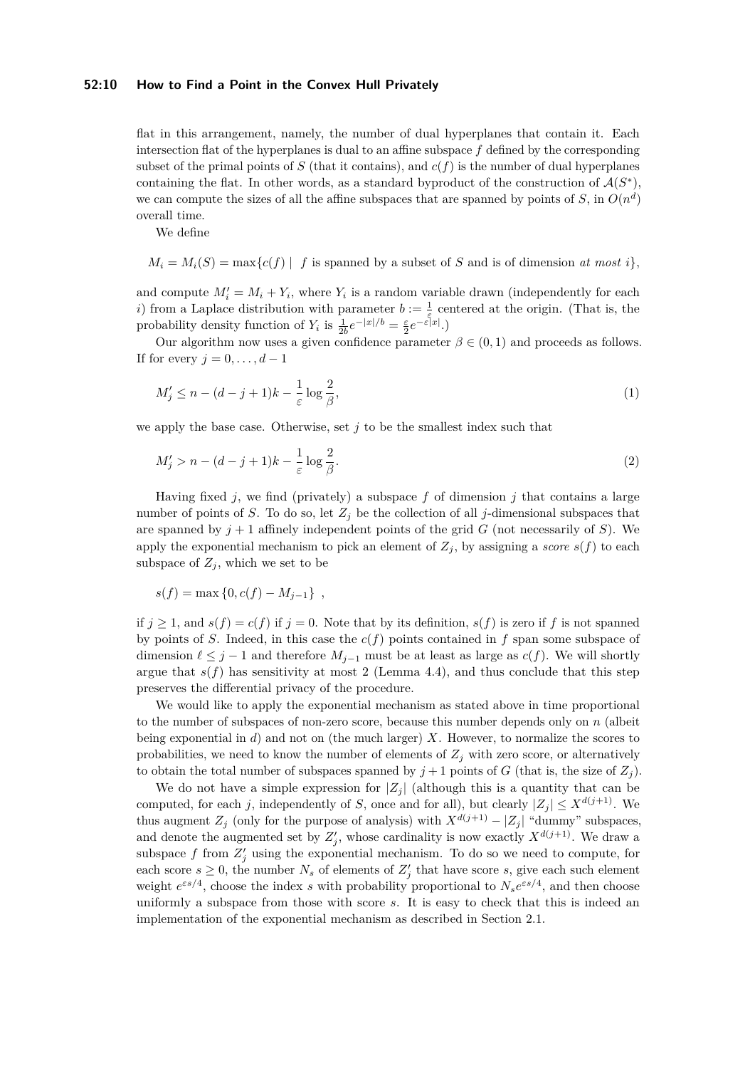flat in this arrangement, namely, the number of dual hyperplanes that contain it. Each intersection flat of the hyperplanes is dual to an affine subspace $f$ defined by the corresponding subset of the primal points of $S$ (that it contains), and $c(f)$ is the number of dual hyperplanes containing the flat. In other words, as a standard byproduct of the construction of $\mathcal{A}(S^*)$, we can compute the sizes of all the affine subspaces that are spanned by points of $S$, in $O(n^d)$ overall time.

We define

$$M_i = M_i(S) = \max\{c(f) \mid f \text{ is spanned by a subset of } S \text{ and is of dimension } \textit{at most } i\},$$

and compute $M_i' = M_i + Y_i$, where $Y_i$ is a random variable drawn (independently for each $i$) from a Laplace distribution with parameter $b := \frac{1}{\varepsilon}$ centered at the origin. (That is, the probability density function of $Y_i$ is $\frac{1}{2b}e^{-|x|/b} = \frac{\varepsilon}{2}e^{-\varepsilon|x|}$.)

Our algorithm now uses a given confidence parameter $\beta \in (0,1)$ and proceeds as follows. If for every $j = 0, \ldots, d-1$

$$M_j' \leq n - (d-j+1)k - \frac{1}{\varepsilon}\log\frac{2}{\beta}, \tag{1}$$

we apply the base case. Otherwise, set $j$ to be the smallest index such that

$$M_j' > n - (d-j+1)k - \frac{1}{\varepsilon}\log\frac{2}{\beta}. \tag{2}$$

Having fixed $j$, we find (privately) a subspace $f$ of dimension $j$ that contains a large number of points of $S$. To do so, let $Z_j$ be the collection of all $j$-dimensional subspaces that are spanned by $j+1$ affinely independent points of the grid $G$ (not necessarily of $S$). We apply the exponential mechanism to pick an element of $Z_j$, by assigning a *score* $s(f)$ to each subspace of $Z_j$, which we set to be

$$s(f) = \max\{0, c(f) - M_{j-1}\} \ ,$$

if $j \geq 1$, and $s(f) = c(f)$ if $j = 0$. Note that by its definition, $s(f)$ is zero if $f$ is not spanned by points of $S$. Indeed, in this case the $c(f)$ points contained in $f$ span some subspace of dimension $\ell \leq j-1$ and therefore $M_{j-1}$ must be at least as large as $c(f)$. We will shortly argue that $s(f)$ has sensitivity at most 2 (Lemma 4.4), and thus conclude that this step preserves the differential privacy of the procedure.

We would like to apply the exponential mechanism as stated above in time proportional to the number of subspaces of non-zero score, because this number depends only on $n$ (albeit being exponential in $d$) and not on (the much larger) $X$. However, to normalize the scores to probabilities, we need to know the number of elements of $Z_j$ with zero score, or alternatively to obtain the total number of subspaces spanned by $j+1$ points of $G$ (that is, the size of $Z_j$).

We do not have a simple expression for $|Z_j|$ (although this is a quantity that can be computed, for each $j$, independently of $S$, once and for all), but clearly $|Z_j| \leq X^{d(j+1)}$. We thus augment $Z_j$ (only for the purpose of analysis) with $X^{d(j+1)} - |Z_j|$ "dummy" subspaces, and denote the augmented set by $Z_j'$, whose cardinality is now exactly $X^{d(j+1)}$. We draw a subspace $f$ from $Z_j'$ using the exponential mechanism. To do so we need to compute, for each score $s \geq 0$, the number $N_s$ of elements of $Z_j'$ that have score $s$, give each such element weight $e^{\varepsilon s/4}$, choose the index $s$ with probability proportional to $N_s e^{\varepsilon s/4}$, and then choose uniformly a subspace from those with score $s$. It is easy to check that this is indeed an implementation of the exponential mechanism as described in Section 2.1.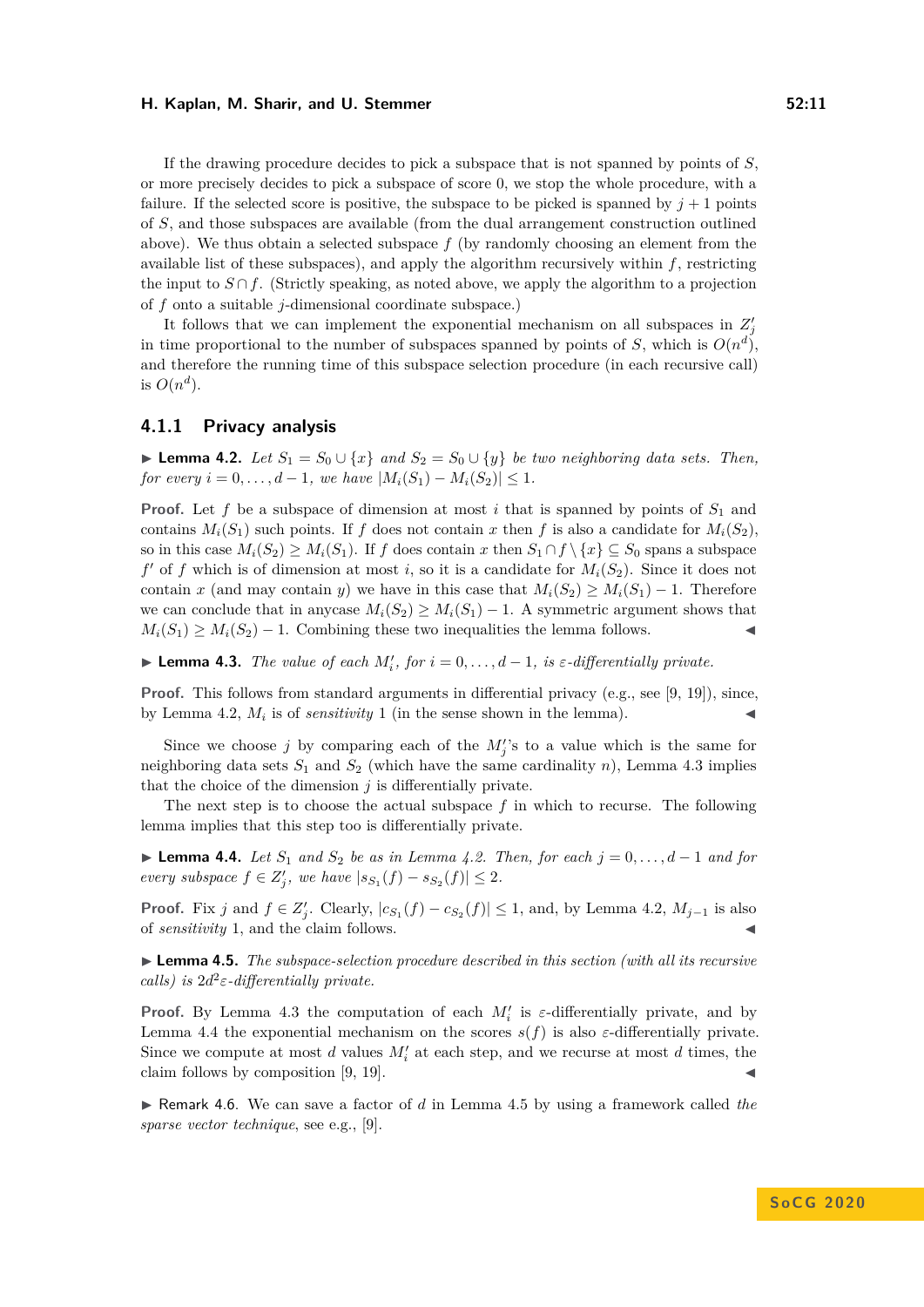If the drawing procedure decides to pick a subspace that is not spanned by points of $S$, or more precisely decides to pick a subspace of score 0, we stop the whole procedure, with a failure. If the selected score is positive, the subspace to be picked is spanned by $j+1$ points of $S$, and those subspaces are available (from the dual arrangement construction outlined above). We thus obtain a selected subspace $f$ (by randomly choosing an element from the available list of these subspaces), and apply the algorithm recursively within $f$, restricting the input to $S \cap f$. (Strictly speaking, as noted above, we apply the algorithm to a projection of $f$ onto a suitable $j$-dimensional coordinate subspace.)

It follows that we can implement the exponential mechanism on all subspaces in $Z'_j$ in time proportional to the number of subspaces spanned by points of $S$, which is $O(n^d)$, and therefore the running time of this subspace selection procedure (in each recursive call) is $O(n^d)$.

### 4.1.1 Privacy analysis

▶ **Lemma 4.2.** *Let $S_1 = S_0 \cup \{x\}$ and $S_2 = S_0 \cup \{y\}$ be two neighboring data sets. Then, for every $i = 0, \ldots, d-1$, we have $|M_i(S_1) - M_i(S_2)| \leq 1$.*

**Proof.** Let $f$ be a subspace of dimension at most $i$ that is spanned by points of $S_1$ and contains $M_i(S_1)$ such points. If $f$ does not contain $x$ then $f$ is also a candidate for $M_i(S_2)$, so in this case $M_i(S_2) \geq M_i(S_1)$. If $f$ does contain $x$ then $S_1 \cap f \setminus \{x\} \subseteq S_0$ spans a subspace $f'$ of $f$ which is of dimension at most $i$, so it is a candidate for $M_i(S_2)$. Since it does not contain $x$ (and may contain $y$) we have in this case that $M_i(S_2) \geq M_i(S_1) - 1$. Therefore we can conclude that in anycase $M_i(S_2) \geq M_i(S_1) - 1$. A symmetric argument shows that $M_i(S_1) \geq M_i(S_2) - 1$. Combining these two inequalities the lemma follows. ◀

▶ **Lemma 4.3.** *The value of each $M'_i$, for $i = 0, \ldots, d-1$, is $\varepsilon$-differentially private.*

**Proof.** This follows from standard arguments in differential privacy (e.g., see [9, 19]), since, by Lemma 4.2, $M_i$ is of *sensitivity* 1 (in the sense shown in the lemma). ◀

Since we choose $j$ by comparing each of the $M'_j$'s to a value which is the same for neighboring data sets $S_1$ and $S_2$ (which have the same cardinality $n$), Lemma 4.3 implies that the choice of the dimension $j$ is differentially private.

The next step is to choose the actual subspace $f$ in which to recurse. The following lemma implies that this step too is differentially private.

▶ **Lemma 4.4.** *Let $S_1$ and $S_2$ be as in Lemma 4.2. Then, for each $j = 0, \ldots, d-1$ and for every subspace $f \in Z'_j$, we have $|s_{S_1}(f) - s_{S_2}(f)| \leq 2$.*

**Proof.** Fix $j$ and $f \in Z'_j$. Clearly, $|c_{S_1}(f) - c_{S_2}(f)| \leq 1$, and, by Lemma 4.2, $M_{j-1}$ is also of *sensitivity* 1, and the claim follows. ◀

▶ **Lemma 4.5.** *The subspace-selection procedure described in this section (with all its recursive calls) is $2d^2\varepsilon$-differentially private.*

**Proof.** By Lemma 4.3 the computation of each $M'_i$ is $\varepsilon$-differentially private, and by Lemma 4.4 the exponential mechanism on the scores $s(f)$ is also $\varepsilon$-differentially private. Since we compute at most $d$ values $M'_i$ at each step, and we recurse at most $d$ times, the claim follows by composition [9, 19]. ◀

▶ Remark 4.6. We can save a factor of $d$ in Lemma 4.5 by using a framework called *the sparse vector technique*, see e.g., [9].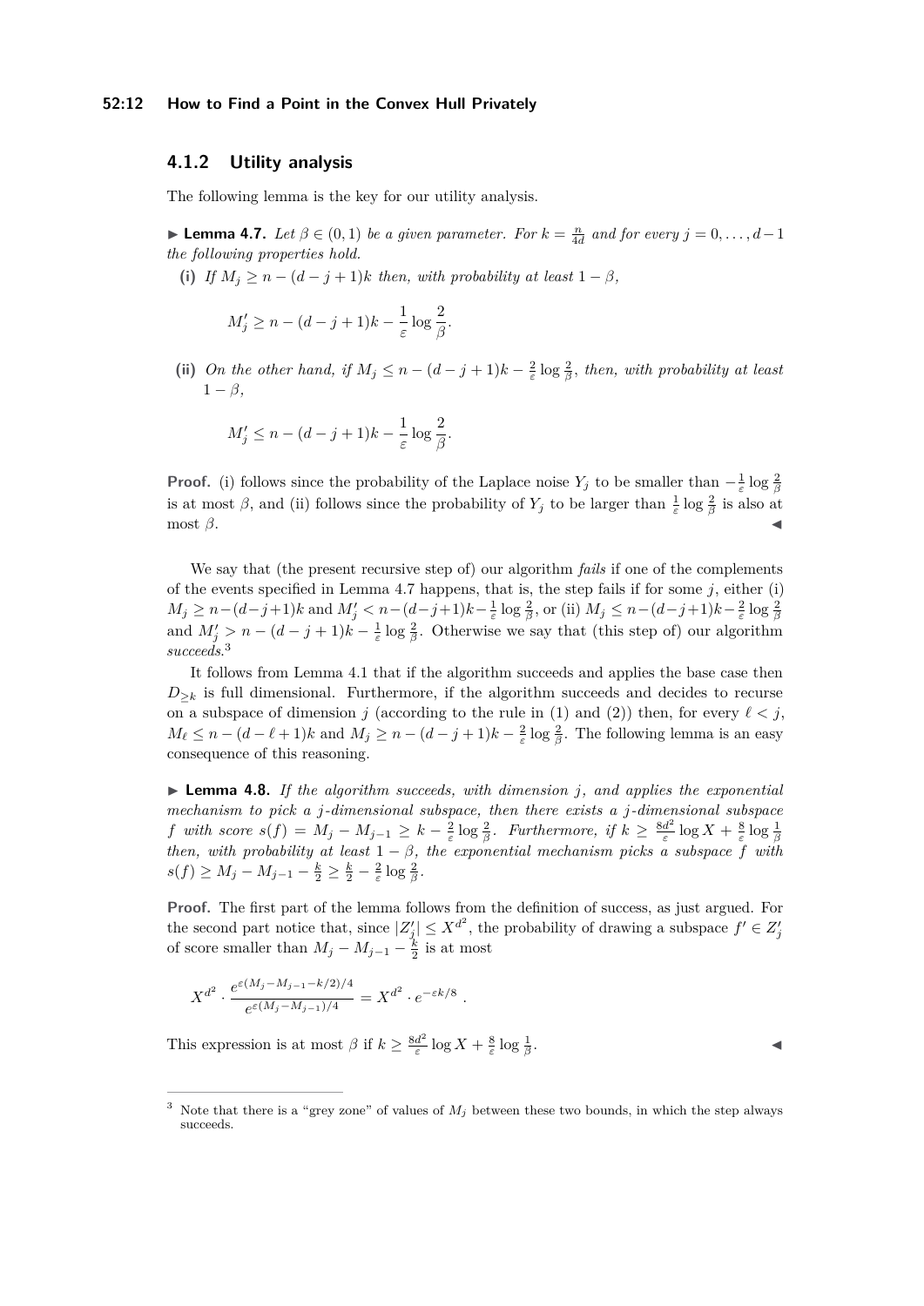### 4.1.2 Utility analysis

The following lemma is the key for our utility analysis.

▶ **Lemma 4.7.** *Let $\beta \in (0,1)$ be a given parameter. For $k = \frac{n}{4d}$ and for every $j = 0, \ldots, d-1$ the following properties hold.*

**(i)** *If $M_j \geq n - (d-j+1)k$ then, with probability at least $1-\beta$,*

$$M'_j \geq n - (d-j+1)k - \frac{1}{\varepsilon}\log\frac{2}{\beta}.$$

**(ii)** *On the other hand, if $M_j \leq n - (d-j+1)k - \frac{2}{\varepsilon}\log\frac{2}{\beta}$, then, with probability at least $1-\beta$,*

$$M'_j \leq n - (d-j+1)k - \frac{1}{\varepsilon}\log\frac{2}{\beta}.$$

**Proof.** (i) follows since the probability of the Laplace noise $Y_j$ to be smaller than $-\frac{1}{\varepsilon}\log\frac{2}{\beta}$ is at most $\beta$, and (ii) follows since the probability of $Y_j$ to be larger than $\frac{1}{\varepsilon}\log\frac{2}{\beta}$ is also at most $\beta$. ◀

We say that (the present recursive step of) our algorithm *fails* if one of the complements of the events specified in Lemma 4.7 happens, that is, the step fails if for some $j$, either (i) $M_j \geq n-(d-j+1)k$ and $M'_j < n-(d-j+1)k - \frac{1}{\varepsilon}\log\frac{2}{\beta}$, or (ii) $M_j \leq n-(d-j+1)k - \frac{2}{\varepsilon}\log\frac{2}{\beta}$ and $M'_j > n-(d-j+1)k - \frac{1}{\varepsilon}\log\frac{2}{\beta}$. Otherwise we say that (this step of) our algorithm *succeeds*.[3]

It follows from Lemma 4.1 that if the algorithm succeeds and applies the base case then $D_{\geq k}$ is full dimensional. Furthermore, if the algorithm succeeds and decides to recurse on a subspace of dimension $j$ (according to the rule in (1) and (2)) then, for every $\ell < j$, $M_\ell \leq n-(d-\ell+1)k$ and $M_j \geq n-(d-j+1)k - \frac{2}{\varepsilon}\log\frac{2}{\beta}$. The following lemma is an easy consequence of this reasoning.

▶ **Lemma 4.8.** *If the algorithm succeeds, with dimension $j$, and applies the exponential mechanism to pick a $j$-dimensional subspace, then there exists a $j$-dimensional subspace $f$ with score $s(f) = M_j - M_{j-1} \geq k - \frac{2}{\varepsilon}\log\frac{2}{\beta}$. Furthermore, if $k \geq \frac{8d^2}{\varepsilon}\log X + \frac{8}{\varepsilon}\log\frac{1}{\beta}$ then, with probability at least $1-\beta$, the exponential mechanism picks a subspace $f$ with $s(f) \geq M_j - M_{j-1} - \frac{k}{2} \geq \frac{k}{2} - \frac{2}{\varepsilon}\log\frac{2}{\beta}$.*

**Proof.** The first part of the lemma follows from the definition of success, as just argued. For the second part notice that, since $|Z'_j| \leq X^{d^2}$, the probability of drawing a subspace $f' \in Z'_j$ of score smaller than $M_j - M_{j-1} - \frac{k}{2}$ is at most

$$X^{d^2} \cdot \frac{e^{\varepsilon(M_j - M_{j-1} - k/2)/4}}{e^{\varepsilon(M_j - M_{j-1})/4}} = X^{d^2} \cdot e^{-\varepsilon k/8}\ .$$

This expression is at most $\beta$ if $k \geq \frac{8d^2}{\varepsilon}\log X + \frac{8}{\varepsilon}\log\frac{1}{\beta}$. ◀

[3] Note that there is a "grey zone" of values of $M_j$ between these two bounds, in which the step always succeeds.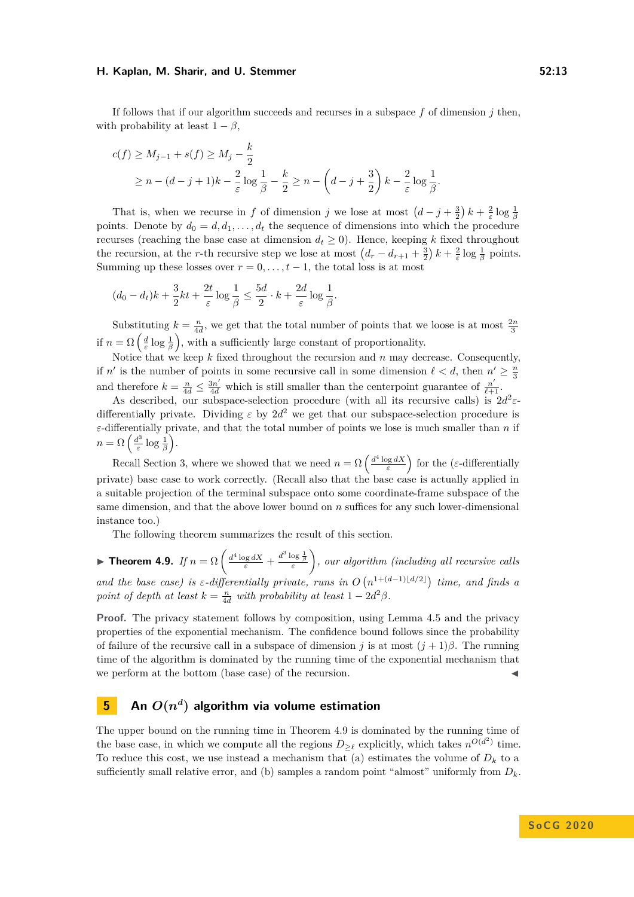If follows that if our algorithm succeeds and recurses in a subspace $f$ of dimension $j$ then, with probability at least $1-\beta$,

$$
\begin{aligned}
c(f) &\geq M_{j-1} + s(f) \geq M_j - \frac{k}{2} \\
&\geq n - (d-j+1)k - \frac{2}{\varepsilon}\log\frac{1}{\beta} - \frac{k}{2} \geq n - \left(d - j + \frac{3}{2}\right)k - \frac{2}{\varepsilon}\log\frac{1}{\beta}.
\end{aligned}
$$

That is, when we recurse in $f$ of dimension $j$ we lose at most $\left(d-j+\frac{3}{2}\right)k + \frac{2}{\varepsilon}\log\frac{1}{\beta}$ points. Denote by $d_0 = d, d_1, \ldots, d_t$ the sequence of dimensions into which the procedure recurses (reaching the base case at dimension $d_t \geq 0$). Hence, keeping $k$ fixed throughout the recursion, at the $r$-th recursive step we lose at most $\left(d_r - d_{r+1} + \frac{3}{2}\right)k + \frac{2}{\varepsilon}\log\frac{1}{\beta}$ points. Summing up these losses over $r = 0, \ldots, t-1$, the total loss is at most

$$
(d_0 - d_t)k + \frac{3}{2}kt + \frac{2t}{\varepsilon}\log\frac{1}{\beta} \leq \frac{5d}{2}\cdot k + \frac{2d}{\varepsilon}\log\frac{1}{\beta}.
$$

Substituting $k = \frac{n}{4d}$, we get that the total number of points that we loose is at most $\frac{2n}{3}$ if $n = \Omega\left(\frac{d}{\varepsilon}\log\frac{1}{\beta}\right)$, with a sufficiently large constant of proportionality.

Notice that we keep $k$ fixed throughout the recursion and $n$ may decrease. Consequently, if $n'$ is the number of points in some recursive call in some dimension $\ell < d$, then $n' \geq \frac{n}{3}$ and therefore $k = \frac{n}{4d} \leq \frac{3n'}{4d}$ which is still smaller than the centerpoint guarantee of $\frac{n'}{\ell+1}$.

As described, our subspace-selection procedure (with all its recursive calls) is $2d^2\varepsilon$-differentially private. Dividing $\varepsilon$ by $2d^2$ we get that our subspace-selection procedure is $\varepsilon$-differentially private, and that the total number of points we lose is much smaller than $n$ if $n = \Omega\left(\frac{d^3}{\varepsilon}\log\frac{1}{\beta}\right)$.

Recall Section 3, where we showed that we need $n = \Omega\left(\frac{d^4 \log dX}{\varepsilon}\right)$ for the ($\varepsilon$-differentially private) base case to work correctly. (Recall also that the base case is actually applied in a suitable projection of the terminal subspace onto some coordinate-frame subspace of the same dimension, and that the above lower bound on $n$ suffices for any such lower-dimensional instance too.)

The following theorem summarizes the result of this section.

**Theorem 4.9.** *If $n = \Omega\left(\frac{d^4\log dX}{\varepsilon} + \frac{d^3\log\frac{1}{\beta}}{\varepsilon}\right)$, our algorithm (including all recursive calls and the base case) is $\varepsilon$-differentially private, runs in $O\left(n^{1+(d-1)\lfloor d/2\rfloor}\right)$ time, and finds a point of depth at least $k = \frac{n}{4d}$ with probability at least $1 - 2d^2\beta$.*

**Proof.** The privacy statement follows by composition, using Lemma 4.5 and the privacy properties of the exponential mechanism. The confidence bound follows since the probability of failure of the recursive call in a subspace of dimension $j$ is at most $(j+1)\beta$. The running time of the algorithm is dominated by the running time of the exponential mechanism that we perform at the bottom (base case) of the recursion. ◀

## 5 An $O(n^d)$ algorithm via volume estimation

The upper bound on the running time in Theorem 4.9 is dominated by the running time of the base case, in which we compute all the regions $D_{\geq \ell}$ explicitly, which takes $n^{O(d^2)}$ time. To reduce this cost, we use instead a mechanism that (a) estimates the volume of $D_k$ to a sufficiently small relative error, and (b) samples a random point "almost" uniformly from $D_k$.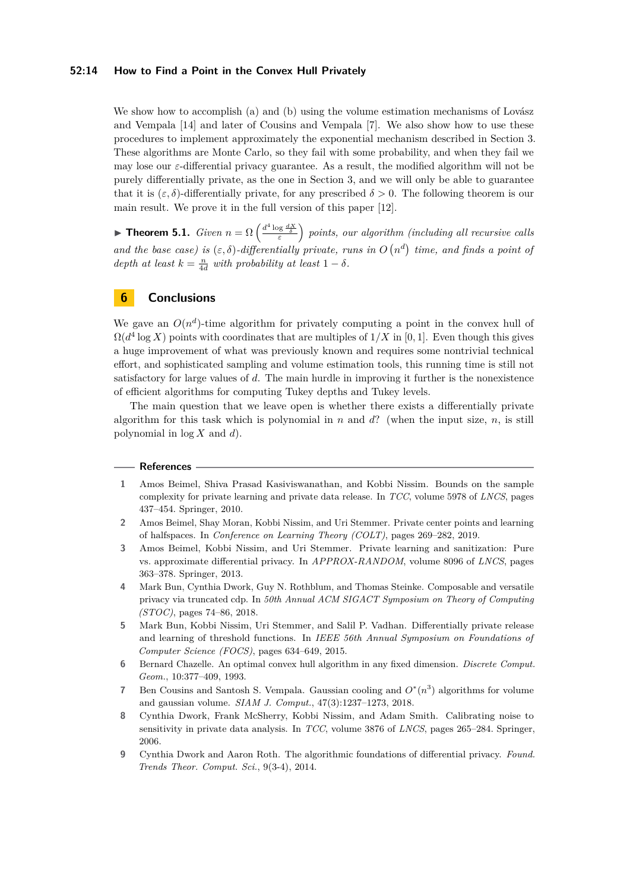We show how to accomplish (a) and (b) using the volume estimation mechanisms of Lovász and Vempala [14] and later of Cousins and Vempala [7]. We also show how to use these procedures to implement approximately the exponential mechanism described in Section 3. These algorithms are Monte Carlo, so they fail with some probability, and when they fail we may lose our $\varepsilon$-differential privacy guarantee. As a result, the modified algorithm will not be purely differentially private, as the one in Section 3, and we will only be able to guarantee that it is $(\varepsilon, \delta)$-differentially private, for any prescribed $\delta > 0$. The following theorem is our main result. We prove it in the full version of this paper [12].

▶ **Theorem 5.1.** *Given $n = \Omega\left(\frac{d^4 \log \frac{dX}{\delta}}{\varepsilon}\right)$ points, our algorithm (including all recursive calls and the base case) is $(\varepsilon, \delta)$-differentially private, runs in $O\left(n^d\right)$ time, and finds a point of depth at least $k = \frac{n}{4d}$ with probability at least $1 - \delta$.*

## 6 Conclusions

We gave an $O(n^d)$-time algorithm for privately computing a point in the convex hull of $\Omega(d^4 \log X)$ points with coordinates that are multiples of $1/X$ in $[0, 1]$. Even though this gives a huge improvement of what was previously known and requires some nontrivial technical effort, and sophisticated sampling and volume estimation tools, this running time is still not satisfactory for large values of $d$. The main hurdle in improving it further is the nonexistence of efficient algorithms for computing Tukey depths and Tukey levels.

The main question that we leave open is whether there exists a differentially private algorithm for this task which is polynomial in $n$ and $d$? (when the input size, $n$, is still polynomial in $\log X$ and $d$).

## References

1. Amos Beimel, Shiva Prasad Kasiviswanathan, and Kobbi Nissim. Bounds on the sample complexity for private learning and private data release. In *TCC*, volume 5978 of *LNCS*, pages 437–454. Springer, 2010.
2. Amos Beimel, Shay Moran, Kobbi Nissim, and Uri Stemmer. Private center points and learning of halfspaces. In *Conference on Learning Theory (COLT)*, pages 269–282, 2019.
3. Amos Beimel, Kobbi Nissim, and Uri Stemmer. Private learning and sanitization: Pure vs. approximate differential privacy. In *APPROX-RANDOM*, volume 8096 of *LNCS*, pages 363–378. Springer, 2013.
4. Mark Bun, Cynthia Dwork, Guy N. Rothblum, and Thomas Steinke. Composable and versatile privacy via truncated cdp. In *50th Annual ACM SIGACT Symposium on Theory of Computing (STOC)*, pages 74–86, 2018.
5. Mark Bun, Kobbi Nissim, Uri Stemmer, and Salil P. Vadhan. Differentially private release and learning of threshold functions. In *IEEE 56th Annual Symposium on Foundations of Computer Science (FOCS)*, pages 634–649, 2015.
6. Bernard Chazelle. An optimal convex hull algorithm in any fixed dimension. *Discrete Comput. Geom.*, 10:377–409, 1993.
7. Ben Cousins and Santosh S. Vempala. Gaussian cooling and $O^*(n^3)$ algorithms for volume and gaussian volume. *SIAM J. Comput.*, 47(3):1237–1273, 2018.
8. Cynthia Dwork, Frank McSherry, Kobbi Nissim, and Adam Smith. Calibrating noise to sensitivity in private data analysis. In *TCC*, volume 3876 of *LNCS*, pages 265–284. Springer, 2006.
9. Cynthia Dwork and Aaron Roth. The algorithmic foundations of differential privacy. *Found. Trends Theor. Comput. Sci.*, 9(3-4), 2014.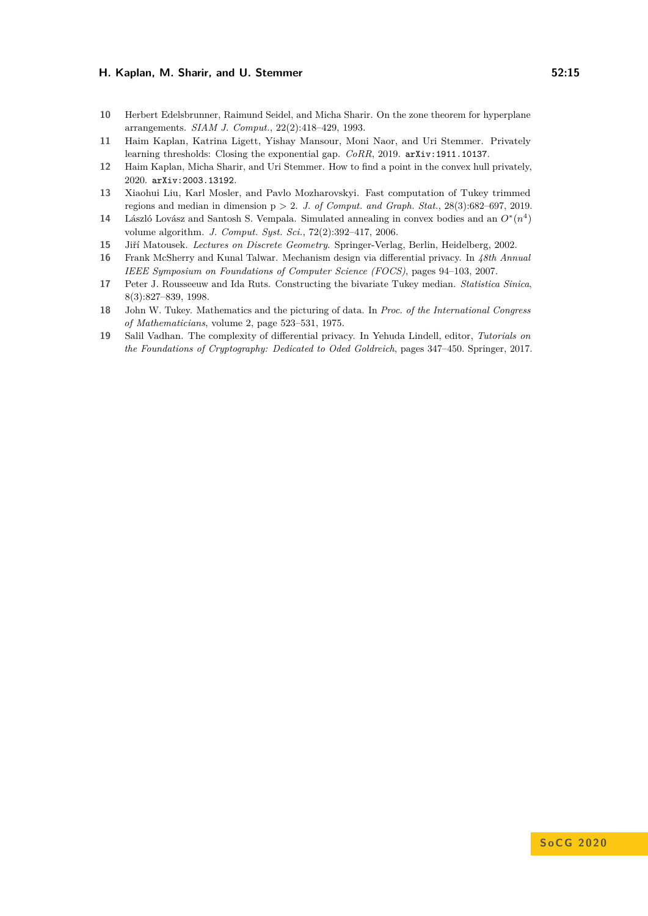10 Herbert Edelsbrunner, Raimund Seidel, and Micha Sharir. On the zone theorem for hyperplane arrangements. *SIAM J. Comput.*, 22(2):418–429, 1993.

11 Haim Kaplan, Katrina Ligett, Yishay Mansour, Moni Naor, and Uri Stemmer. Privately learning thresholds: Closing the exponential gap. *CoRR*, 2019. `arXiv:1911.10137`.

12 Haim Kaplan, Micha Sharir, and Uri Stemmer. How to find a point in the convex hull privately, 2020. `arXiv:2003.13192`.

13 Xiaohui Liu, Karl Mosler, and Pavlo Mozharovskyi. Fast computation of Tukey trimmed regions and median in dimension $p > 2$. *J. of Comput. and Graph. Stat.*, 28(3):682–697, 2019.

14 László Lovász and Santosh S. Vempala. Simulated annealing in convex bodies and an $O^*(n^4)$ volume algorithm. *J. Comput. Syst. Sci.*, 72(2):392–417, 2006.

15 Jiří Matousek. *Lectures on Discrete Geometry.* Springer-Verlag, Berlin, Heidelberg, 2002.

16 Frank McSherry and Kunal Talwar. Mechanism design via differential privacy. In *48th Annual IEEE Symposium on Foundations of Computer Science (FOCS)*, pages 94–103, 2007.

17 Peter J. Rousseeuw and Ida Ruts. Constructing the bivariate Tukey median. *Statistica Sinica*, 8(3):827–839, 1998.

18 John W. Tukey. Mathematics and the picturing of data. In *Proc. of the International Congress of Mathematicians*, volume 2, page 523–531, 1975.

19 Salil Vadhan. The complexity of differential privacy. In Yehuda Lindell, editor, *Tutorials on the Foundations of Cryptography: Dedicated to Oded Goldreich*, pages 347–450. Springer, 2017.